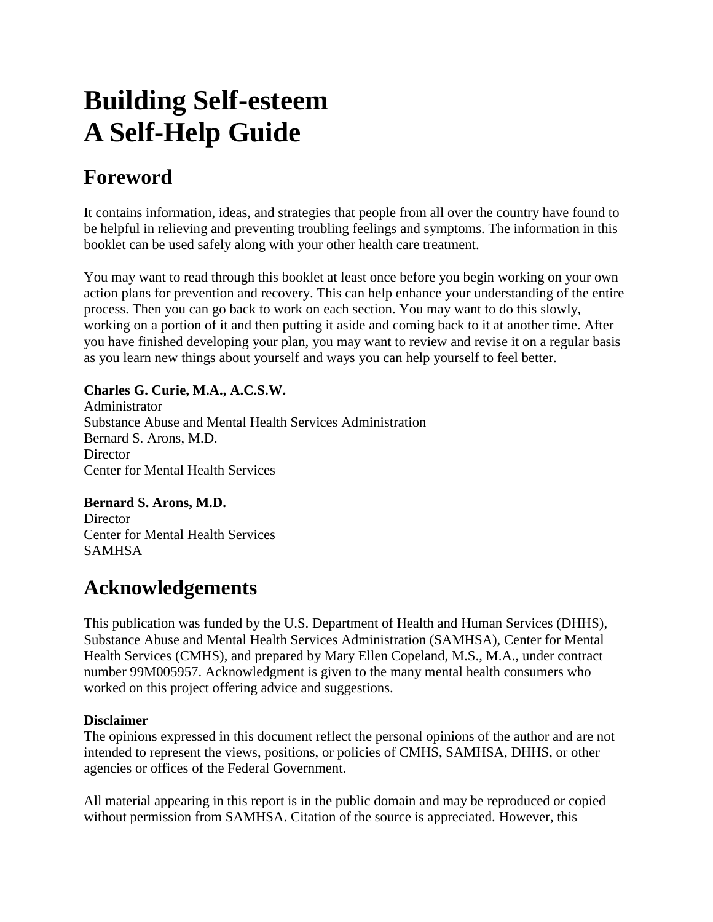# Building Self-esteem
# A Self-Help Guide

## Foreword

It contains information, ideas, and strategies that people from all over the country have found to be helpful in relieving and preventing troubling feelings and symptoms. The information in this booklet can be used safely along with your other health care treatment.

You may want to read through this booklet at least once before you begin working on your own action plans for prevention and recovery. This can help enhance your understanding of the entire process. Then you can go back to work on each section. You may want to do this slowly, working on a portion of it and then putting it aside and coming back to it at another time. After you have finished developing your plan, you may want to review and revise it on a regular basis as you learn new things about yourself and ways you can help yourself to feel better.

**Charles G. Curie, M.A., A.C.S.W.**
Administrator
Substance Abuse and Mental Health Services Administration
Bernard S. Arons, M.D.
Director
Center for Mental Health Services

**Bernard S. Arons, M.D.**
Director
Center for Mental Health Services
SAMHSA

## Acknowledgements

This publication was funded by the U.S. Department of Health and Human Services (DHHS), Substance Abuse and Mental Health Services Administration (SAMHSA), Center for Mental Health Services (CMHS), and prepared by Mary Ellen Copeland, M.S., M.A., under contract number 99M005957. Acknowledgment is given to the many mental health consumers who worked on this project offering advice and suggestions.

**Disclaimer**
The opinions expressed in this document reflect the personal opinions of the author and are not intended to represent the views, positions, or policies of CMHS, SAMHSA, DHHS, or other agencies or offices of the Federal Government.

All material appearing in this report is in the public domain and may be reproduced or copied without permission from SAMHSA. Citation of the source is appreciated. However, this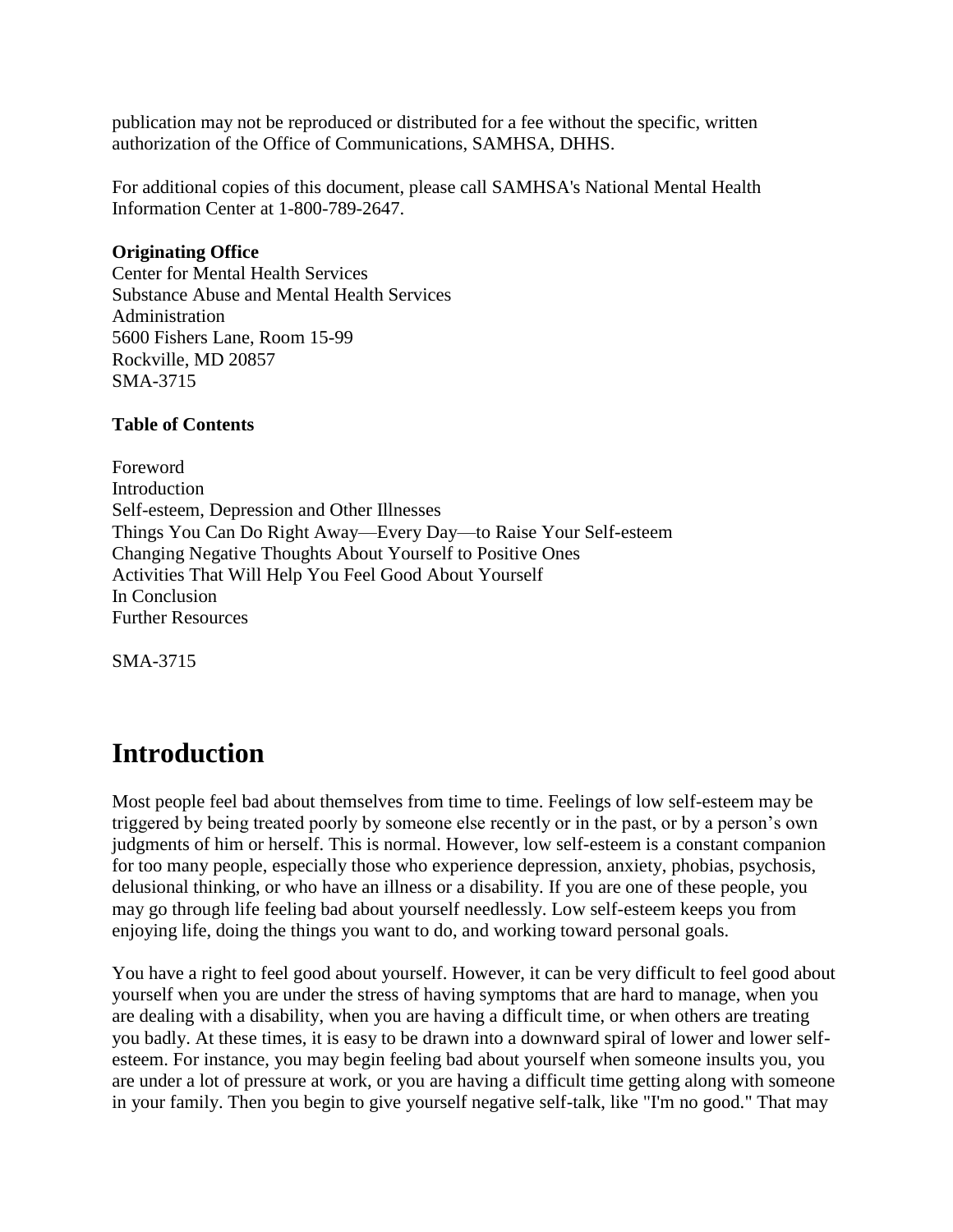publication may not be reproduced or distributed for a fee without the specific, written authorization of the Office of Communications, SAMHSA, DHHS.

For additional copies of this document, please call SAMHSA's National Mental Health Information Center at 1-800-789-2647.

**Originating Office**
Center for Mental Health Services
Substance Abuse and Mental Health Services Administration
5600 Fishers Lane, Room 15-99
Rockville, MD 20857
SMA-3715

**Table of Contents**

Foreword
Introduction
Self-esteem, Depression and Other Illnesses
Things You Can Do Right Away—Every Day—to Raise Your Self-esteem
Changing Negative Thoughts About Yourself to Positive Ones
Activities That Will Help You Feel Good About Yourself
In Conclusion
Further Resources

SMA-3715

# Introduction

Most people feel bad about themselves from time to time. Feelings of low self-esteem may be triggered by being treated poorly by someone else recently or in the past, or by a person's own judgments of him or herself. This is normal. However, low self-esteem is a constant companion for too many people, especially those who experience depression, anxiety, phobias, psychosis, delusional thinking, or who have an illness or a disability. If you are one of these people, you may go through life feeling bad about yourself needlessly. Low self-esteem keeps you from enjoying life, doing the things you want to do, and working toward personal goals.

You have a right to feel good about yourself. However, it can be very difficult to feel good about yourself when you are under the stress of having symptoms that are hard to manage, when you are dealing with a disability, when you are having a difficult time, or when others are treating you badly. At these times, it is easy to be drawn into a downward spiral of lower and lower self-esteem. For instance, you may begin feeling bad about yourself when someone insults you, you are under a lot of pressure at work, or you are having a difficult time getting along with someone in your family. Then you begin to give yourself negative self-talk, like "I'm no good." That may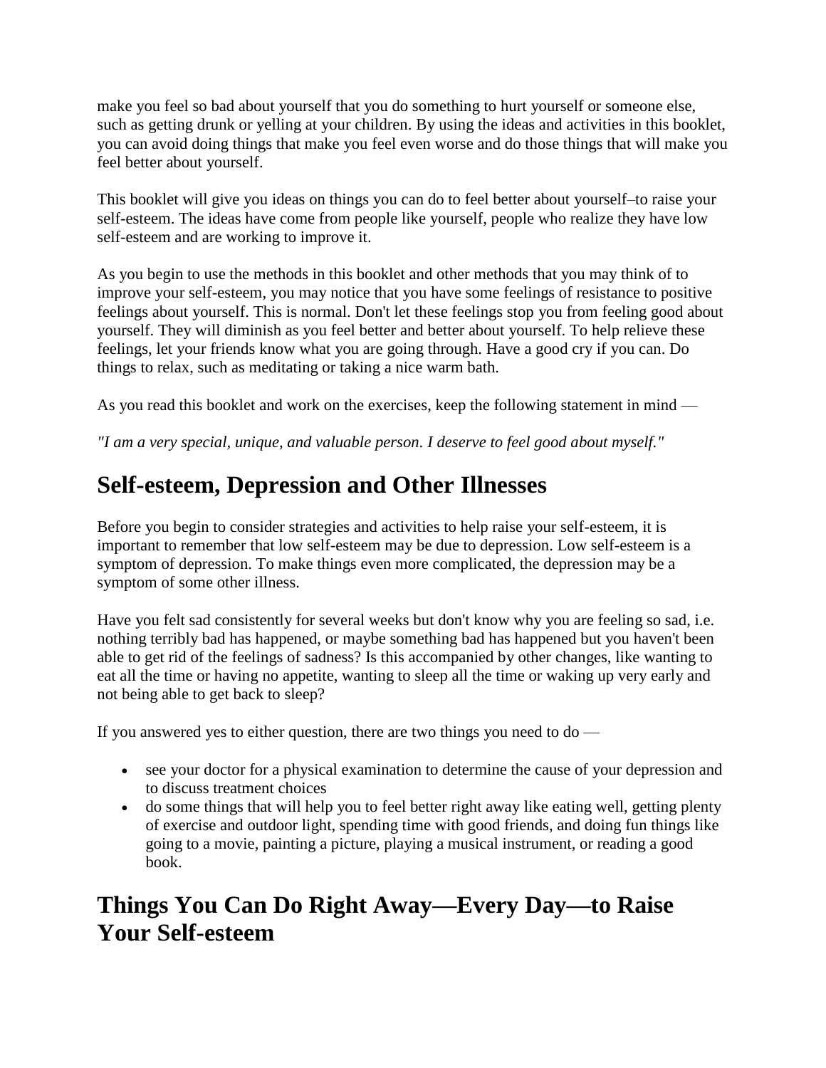make you feel so bad about yourself that you do something to hurt yourself or someone else, such as getting drunk or yelling at your children. By using the ideas and activities in this booklet, you can avoid doing things that make you feel even worse and do those things that will make you feel better about yourself.

This booklet will give you ideas on things you can do to feel better about yourself–to raise your self-esteem. The ideas have come from people like yourself, people who realize they have low self-esteem and are working to improve it.

As you begin to use the methods in this booklet and other methods that you may think of to improve your self-esteem, you may notice that you have some feelings of resistance to positive feelings about yourself. This is normal. Don't let these feelings stop you from feeling good about yourself. They will diminish as you feel better and better about yourself. To help relieve these feelings, let your friends know what you are going through. Have a good cry if you can. Do things to relax, such as meditating or taking a nice warm bath.

As you read this booklet and work on the exercises, keep the following statement in mind —

*"I am a very special, unique, and valuable person. I deserve to feel good about myself."*

## Self-esteem, Depression and Other Illnesses

Before you begin to consider strategies and activities to help raise your self-esteem, it is important to remember that low self-esteem may be due to depression. Low self-esteem is a symptom of depression. To make things even more complicated, the depression may be a symptom of some other illness.

Have you felt sad consistently for several weeks but don't know why you are feeling so sad, i.e. nothing terribly bad has happened, or maybe something bad has happened but you haven't been able to get rid of the feelings of sadness? Is this accompanied by other changes, like wanting to eat all the time or having no appetite, wanting to sleep all the time or waking up very early and not being able to get back to sleep?

If you answered yes to either question, there are two things you need to do —

- see your doctor for a physical examination to determine the cause of your depression and to discuss treatment choices
- do some things that will help you to feel better right away like eating well, getting plenty of exercise and outdoor light, spending time with good friends, and doing fun things like going to a movie, painting a picture, playing a musical instrument, or reading a good book.

## Things You Can Do Right Away—Every Day—to Raise Your Self-esteem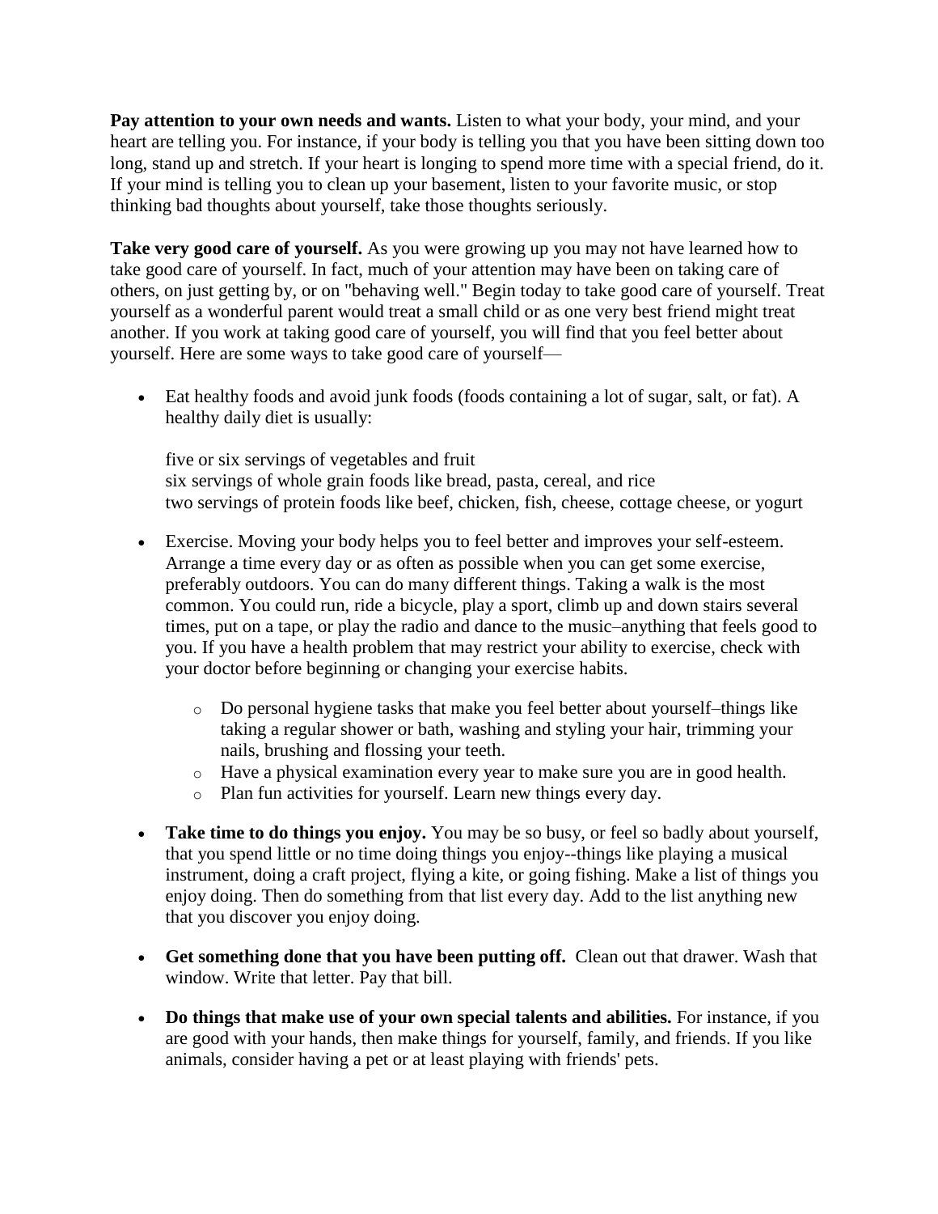**Pay attention to your own needs and wants.** Listen to what your body, your mind, and your heart are telling you. For instance, if your body is telling you that you have been sitting down too long, stand up and stretch. If your heart is longing to spend more time with a special friend, do it. If your mind is telling you to clean up your basement, listen to your favorite music, or stop thinking bad thoughts about yourself, take those thoughts seriously.

**Take very good care of yourself.** As you were growing up you may not have learned how to take good care of yourself. In fact, much of your attention may have been on taking care of others, on just getting by, or on "behaving well." Begin today to take good care of yourself. Treat yourself as a wonderful parent would treat a small child or as one very best friend might treat another. If you work at taking good care of yourself, you will find that you feel better about yourself. Here are some ways to take good care of yourself—

- Eat healthy foods and avoid junk foods (foods containing a lot of sugar, salt, or fat). A healthy daily diet is usually:

  five or six servings of vegetables and fruit
  six servings of whole grain foods like bread, pasta, cereal, and rice
  two servings of protein foods like beef, chicken, fish, cheese, cottage cheese, or yogurt

- Exercise. Moving your body helps you to feel better and improves your self-esteem. Arrange a time every day or as often as possible when you can get some exercise, preferably outdoors. You can do many different things. Taking a walk is the most common. You could run, ride a bicycle, play a sport, climb up and down stairs several times, put on a tape, or play the radio and dance to the music–anything that feels good to you. If you have a health problem that may restrict your ability to exercise, check with your doctor before beginning or changing your exercise habits.

  - Do personal hygiene tasks that make you feel better about yourself–things like taking a regular shower or bath, washing and styling your hair, trimming your nails, brushing and flossing your teeth.
  - Have a physical examination every year to make sure you are in good health.
  - Plan fun activities for yourself. Learn new things every day.

- **Take time to do things you enjoy.** You may be so busy, or feel so badly about yourself, that you spend little or no time doing things you enjoy--things like playing a musical instrument, doing a craft project, flying a kite, or going fishing. Make a list of things you enjoy doing. Then do something from that list every day. Add to the list anything new that you discover you enjoy doing.

- **Get something done that you have been putting off.** Clean out that drawer. Wash that window. Write that letter. Pay that bill.

- **Do things that make use of your own special talents and abilities.** For instance, if you are good with your hands, then make things for yourself, family, and friends. If you like animals, consider having a pet or at least playing with friends' pets.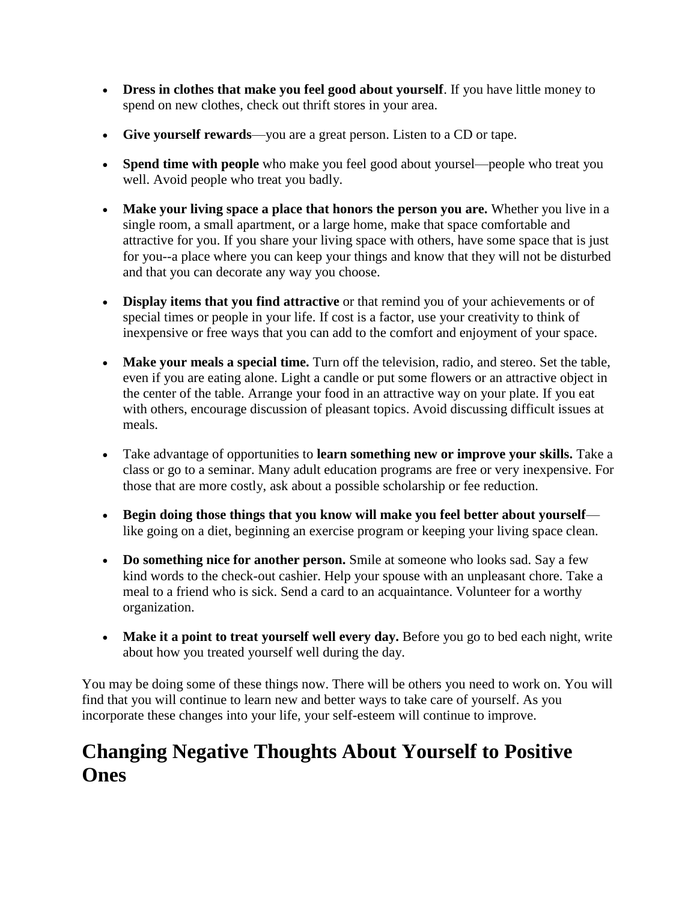- **Dress in clothes that make you feel good about yourself**. If you have little money to spend on new clothes, check out thrift stores in your area.
- **Give yourself rewards**—you are a great person. Listen to a CD or tape.
- **Spend time with people** who make you feel good about yoursel—people who treat you well. Avoid people who treat you badly.
- **Make your living space a place that honors the person you are.** Whether you live in a single room, a small apartment, or a large home, make that space comfortable and attractive for you. If you share your living space with others, have some space that is just for you--a place where you can keep your things and know that they will not be disturbed and that you can decorate any way you choose.
- **Display items that you find attractive** or that remind you of your achievements or of special times or people in your life. If cost is a factor, use your creativity to think of inexpensive or free ways that you can add to the comfort and enjoyment of your space.
- **Make your meals a special time.** Turn off the television, radio, and stereo. Set the table, even if you are eating alone. Light a candle or put some flowers or an attractive object in the center of the table. Arrange your food in an attractive way on your plate. If you eat with others, encourage discussion of pleasant topics. Avoid discussing difficult issues at meals.
- Take advantage of opportunities to **learn something new or improve your skills.** Take a class or go to a seminar. Many adult education programs are free or very inexpensive. For those that are more costly, ask about a possible scholarship or fee reduction.
- **Begin doing those things that you know will make you feel better about yourself**—like going on a diet, beginning an exercise program or keeping your living space clean.
- **Do something nice for another person.** Smile at someone who looks sad. Say a few kind words to the check-out cashier. Help your spouse with an unpleasant chore. Take a meal to a friend who is sick. Send a card to an acquaintance. Volunteer for a worthy organization.
- **Make it a point to treat yourself well every day.** Before you go to bed each night, write about how you treated yourself well during the day.

You may be doing some of these things now. There will be others you need to work on. You will find that you will continue to learn new and better ways to take care of yourself. As you incorporate these changes into your life, your self-esteem will continue to improve.

## Changing Negative Thoughts About Yourself to Positive Ones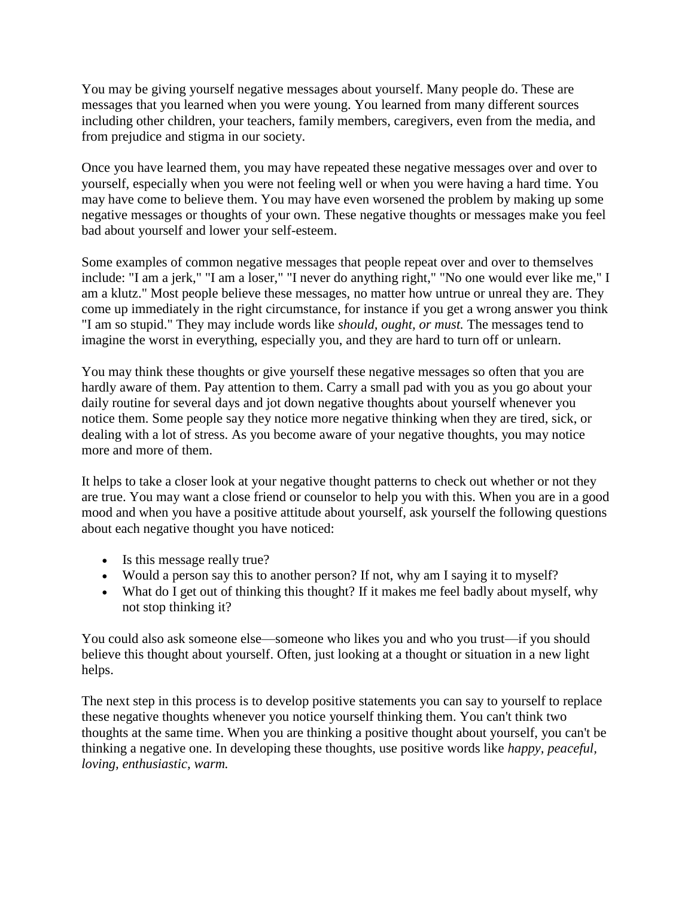You may be giving yourself negative messages about yourself. Many people do. These are messages that you learned when you were young. You learned from many different sources including other children, your teachers, family members, caregivers, even from the media, and from prejudice and stigma in our society.

Once you have learned them, you may have repeated these negative messages over and over to yourself, especially when you were not feeling well or when you were having a hard time. You may have come to believe them. You may have even worsened the problem by making up some negative messages or thoughts of your own. These negative thoughts or messages make you feel bad about yourself and lower your self-esteem.

Some examples of common negative messages that people repeat over and over to themselves include: "I am a jerk," "I am a loser," "I never do anything right," "No one would ever like me," I am a klutz." Most people believe these messages, no matter how untrue or unreal they are. They come up immediately in the right circumstance, for instance if you get a wrong answer you think "I am so stupid." They may include words like *should, ought, or must.* The messages tend to imagine the worst in everything, especially you, and they are hard to turn off or unlearn.

You may think these thoughts or give yourself these negative messages so often that you are hardly aware of them. Pay attention to them. Carry a small pad with you as you go about your daily routine for several days and jot down negative thoughts about yourself whenever you notice them. Some people say they notice more negative thinking when they are tired, sick, or dealing with a lot of stress. As you become aware of your negative thoughts, you may notice more and more of them.

It helps to take a closer look at your negative thought patterns to check out whether or not they are true. You may want a close friend or counselor to help you with this. When you are in a good mood and when you have a positive attitude about yourself, ask yourself the following questions about each negative thought you have noticed:

- Is this message really true?
- Would a person say this to another person? If not, why am I saying it to myself?
- What do I get out of thinking this thought? If it makes me feel badly about myself, why not stop thinking it?

You could also ask someone else—someone who likes you and who you trust—if you should believe this thought about yourself. Often, just looking at a thought or situation in a new light helps.

The next step in this process is to develop positive statements you can say to yourself to replace these negative thoughts whenever you notice yourself thinking them. You can't think two thoughts at the same time. When you are thinking a positive thought about yourself, you can't be thinking a negative one. In developing these thoughts, use positive words like *happy, peaceful, loving, enthusiastic, warm.*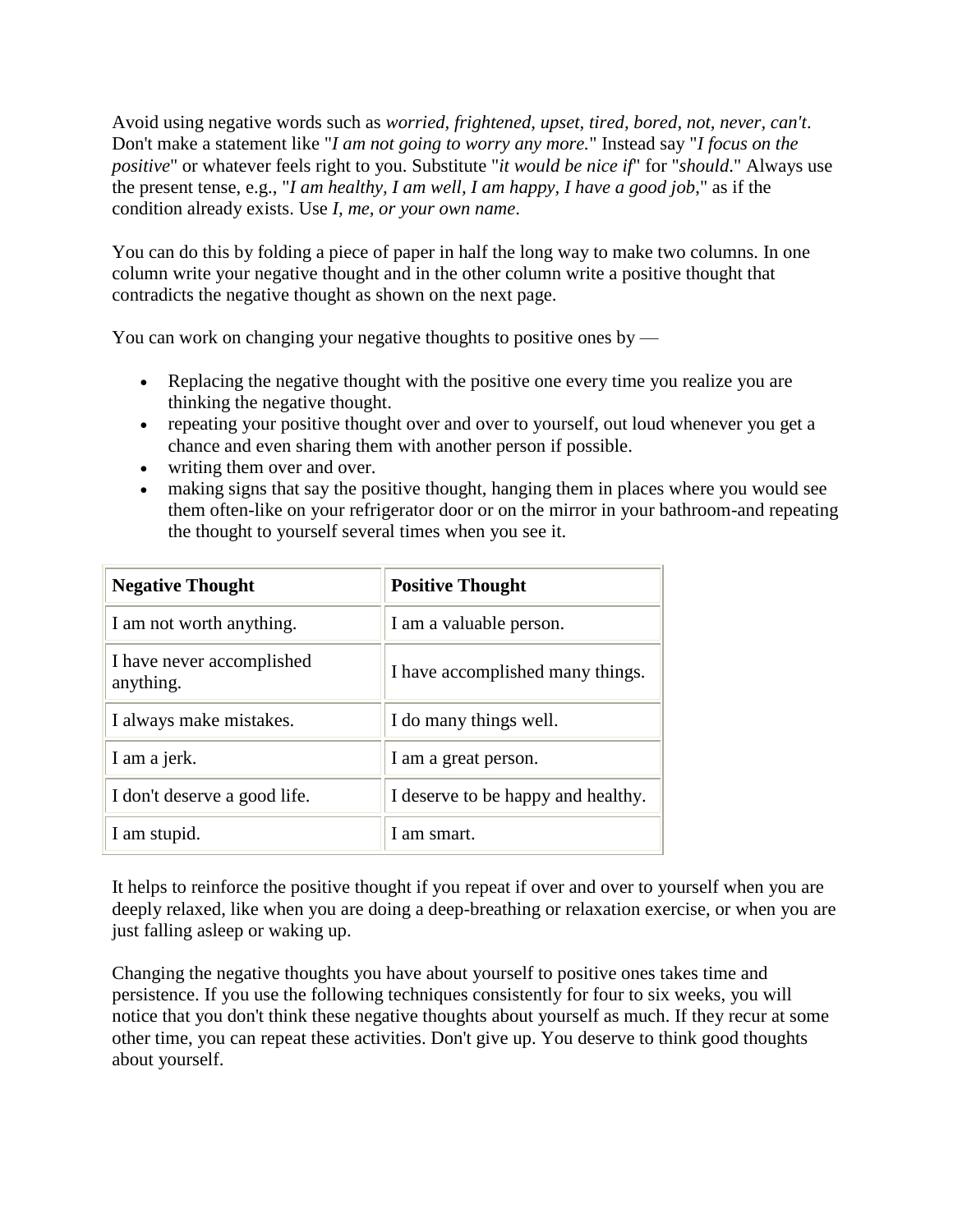Avoid using negative words such as *worried, frightened, upset, tired, bored, not, never, can't*. Don't make a statement like "*I am not going to worry any more.*" Instead say "*I focus on the positive*" or whatever feels right to you. Substitute "*it would be nice if*" for "*should*." Always use the present tense, e.g., "*I am healthy, I am well, I am happy, I have a good job,*" as if the condition already exists. Use *I, me, or your own name*.

You can do this by folding a piece of paper in half the long way to make two columns. In one column write your negative thought and in the other column write a positive thought that contradicts the negative thought as shown on the next page.

You can work on changing your negative thoughts to positive ones by —

- Replacing the negative thought with the positive one every time you realize you are thinking the negative thought.
- repeating your positive thought over and over to yourself, out loud whenever you get a chance and even sharing them with another person if possible.
- writing them over and over.
- making signs that say the positive thought, hanging them in places where you would see them often-like on your refrigerator door or on the mirror in your bathroom-and repeating the thought to yourself several times when you see it.

| **Negative Thought** | **Positive Thought** |
|---|---|
| I am not worth anything. | I am a valuable person. |
| I have never accomplished anything. | I have accomplished many things. |
| I always make mistakes. | I do many things well. |
| I am a jerk. | I am a great person. |
| I don't deserve a good life. | I deserve to be happy and healthy. |
| I am stupid. | I am smart. |

It helps to reinforce the positive thought if you repeat if over and over to yourself when you are deeply relaxed, like when you are doing a deep-breathing or relaxation exercise, or when you are just falling asleep or waking up.

Changing the negative thoughts you have about yourself to positive ones takes time and persistence. If you use the following techniques consistently for four to six weeks, you will notice that you don't think these negative thoughts about yourself as much. If they recur at some other time, you can repeat these activities. Don't give up. You deserve to think good thoughts about yourself.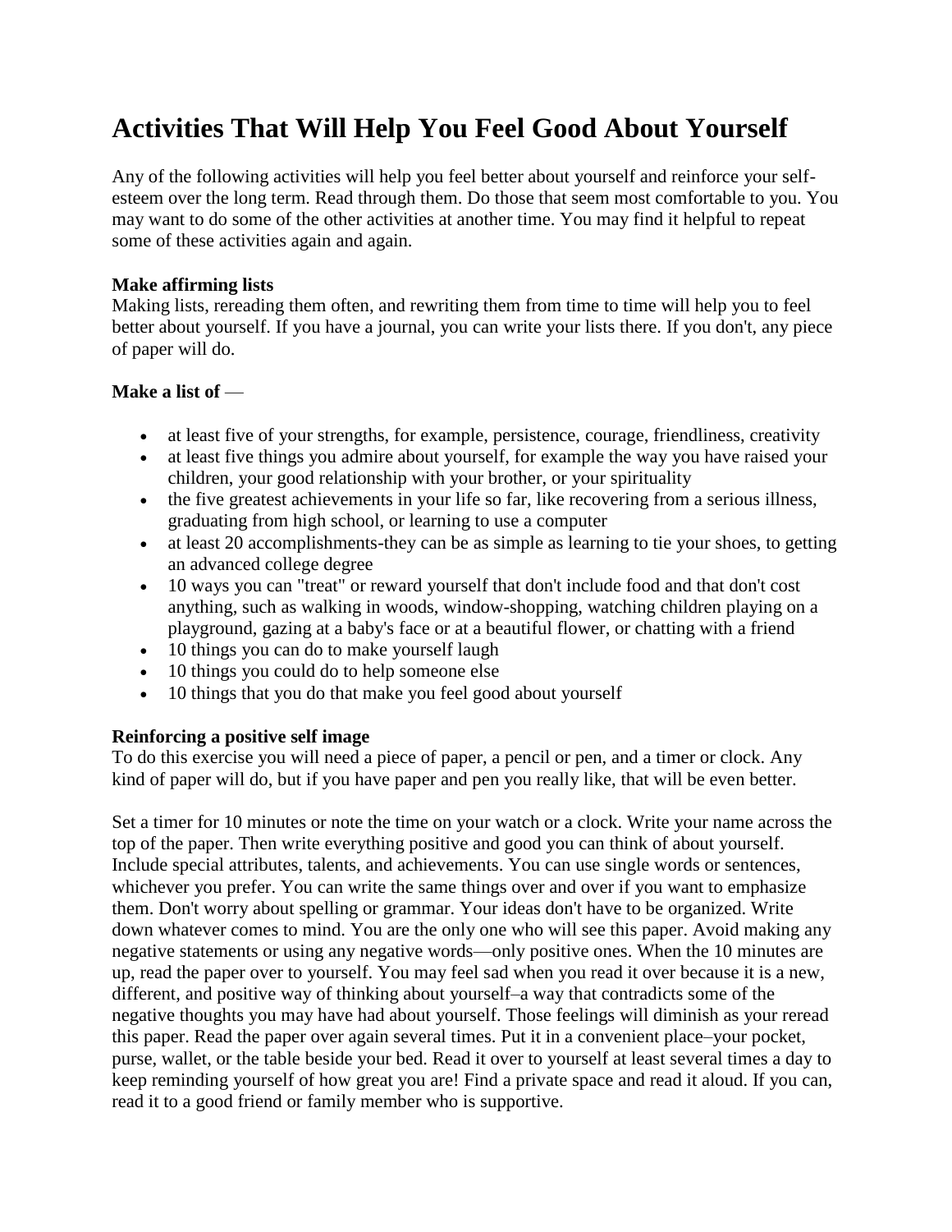# Activities That Will Help You Feel Good About Yourself

Any of the following activities will help you feel better about yourself and reinforce your self-esteem over the long term. Read through them. Do those that seem most comfortable to you. You may want to do some of the other activities at another time. You may find it helpful to repeat some of these activities again and again.

**Make affirming lists**
Making lists, rereading them often, and rewriting them from time to time will help you to feel better about yourself. If you have a journal, you can write your lists there. If you don't, any piece of paper will do.

**Make a list of** —

- at least five of your strengths, for example, persistence, courage, friendliness, creativity
- at least five things you admire about yourself, for example the way you have raised your children, your good relationship with your brother, or your spirituality
- the five greatest achievements in your life so far, like recovering from a serious illness, graduating from high school, or learning to use a computer
- at least 20 accomplishments-they can be as simple as learning to tie your shoes, to getting an advanced college degree
- 10 ways you can "treat" or reward yourself that don't include food and that don't cost anything, such as walking in woods, window-shopping, watching children playing on a playground, gazing at a baby's face or at a beautiful flower, or chatting with a friend
- 10 things you can do to make yourself laugh
- 10 things you could do to help someone else
- 10 things that you do that make you feel good about yourself

**Reinforcing a positive self image**
To do this exercise you will need a piece of paper, a pencil or pen, and a timer or clock. Any kind of paper will do, but if you have paper and pen you really like, that will be even better.

Set a timer for 10 minutes or note the time on your watch or a clock. Write your name across the top of the paper. Then write everything positive and good you can think of about yourself. Include special attributes, talents, and achievements. You can use single words or sentences, whichever you prefer. You can write the same things over and over if you want to emphasize them. Don't worry about spelling or grammar. Your ideas don't have to be organized. Write down whatever comes to mind. You are the only one who will see this paper. Avoid making any negative statements or using any negative words—only positive ones. When the 10 minutes are up, read the paper over to yourself. You may feel sad when you read it over because it is a new, different, and positive way of thinking about yourself–a way that contradicts some of the negative thoughts you may have had about yourself. Those feelings will diminish as your reread this paper. Read the paper over again several times. Put it in a convenient place–your pocket, purse, wallet, or the table beside your bed. Read it over to yourself at least several times a day to keep reminding yourself of how great you are! Find a private space and read it aloud. If you can, read it to a good friend or family member who is supportive.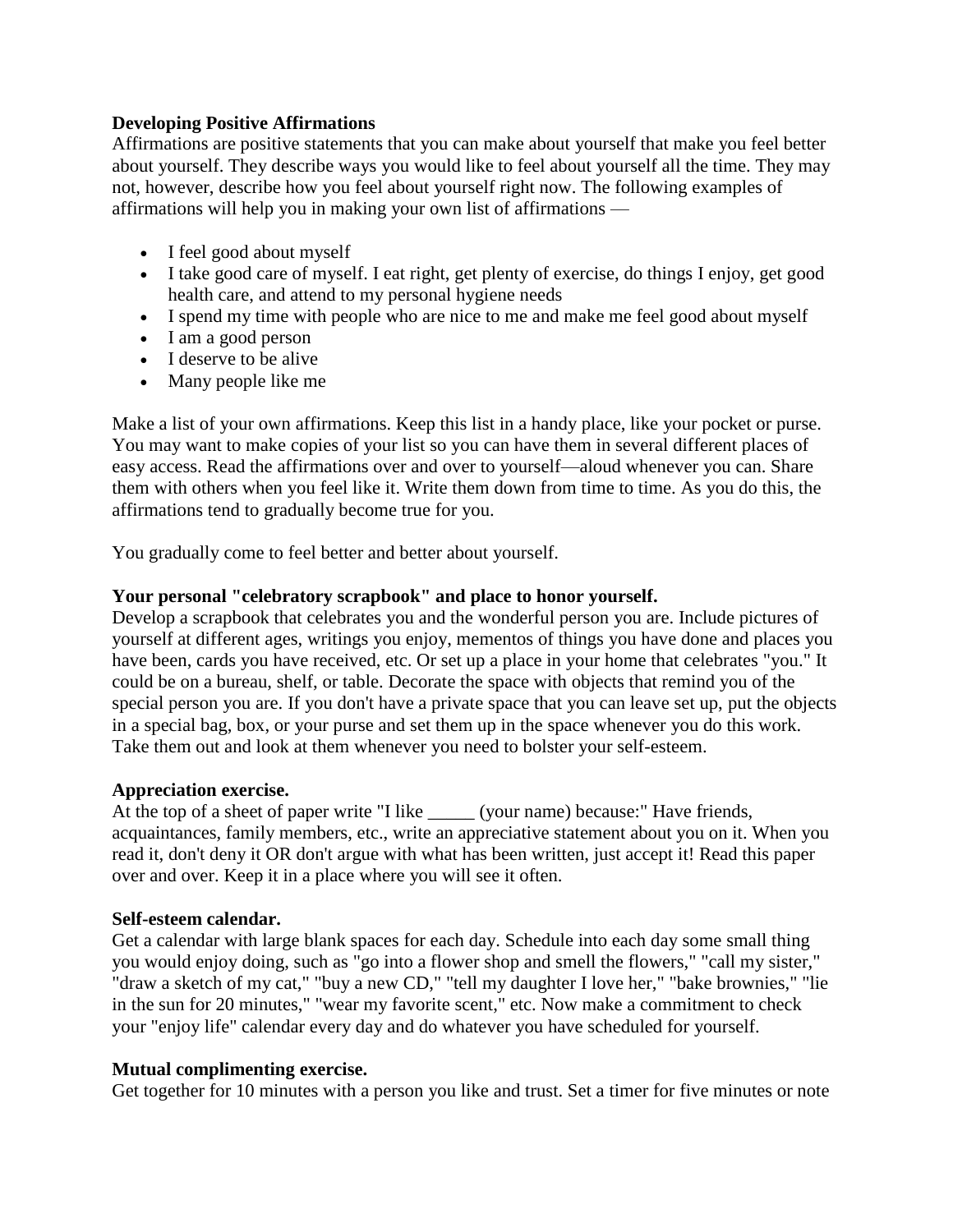**Developing Positive Affirmations**

Affirmations are positive statements that you can make about yourself that make you feel better about yourself. They describe ways you would like to feel about yourself all the time. They may not, however, describe how you feel about yourself right now. The following examples of affirmations will help you in making your own list of affirmations —

- I feel good about myself
- I take good care of myself. I eat right, get plenty of exercise, do things I enjoy, get good health care, and attend to my personal hygiene needs
- I spend my time with people who are nice to me and make me feel good about myself
- I am a good person
- I deserve to be alive
- Many people like me

Make a list of your own affirmations. Keep this list in a handy place, like your pocket or purse. You may want to make copies of your list so you can have them in several different places of easy access. Read the affirmations over and over to yourself—aloud whenever you can. Share them with others when you feel like it. Write them down from time to time. As you do this, the affirmations tend to gradually become true for you.

You gradually come to feel better and better about yourself.

**Your personal "celebratory scrapbook" and place to honor yourself.**

Develop a scrapbook that celebrates you and the wonderful person you are. Include pictures of yourself at different ages, writings you enjoy, mementos of things you have done and places you have been, cards you have received, etc. Or set up a place in your home that celebrates "you." It could be on a bureau, shelf, or table. Decorate the space with objects that remind you of the special person you are. If you don't have a private space that you can leave set up, put the objects in a special bag, box, or your purse and set them up in the space whenever you do this work. Take them out and look at them whenever you need to bolster your self-esteem.

**Appreciation exercise.**

At the top of a sheet of paper write "I like _____ (your name) because:" Have friends, acquaintances, family members, etc., write an appreciative statement about you on it. When you read it, don't deny it OR don't argue with what has been written, just accept it! Read this paper over and over. Keep it in a place where you will see it often.

**Self-esteem calendar.**

Get a calendar with large blank spaces for each day. Schedule into each day some small thing you would enjoy doing, such as "go into a flower shop and smell the flowers," "call my sister," "draw a sketch of my cat," "buy a new CD," "tell my daughter I love her," "bake brownies," "lie in the sun for 20 minutes," "wear my favorite scent," etc. Now make a commitment to check your "enjoy life" calendar every day and do whatever you have scheduled for yourself.

**Mutual complimenting exercise.**

Get together for 10 minutes with a person you like and trust. Set a timer for five minutes or note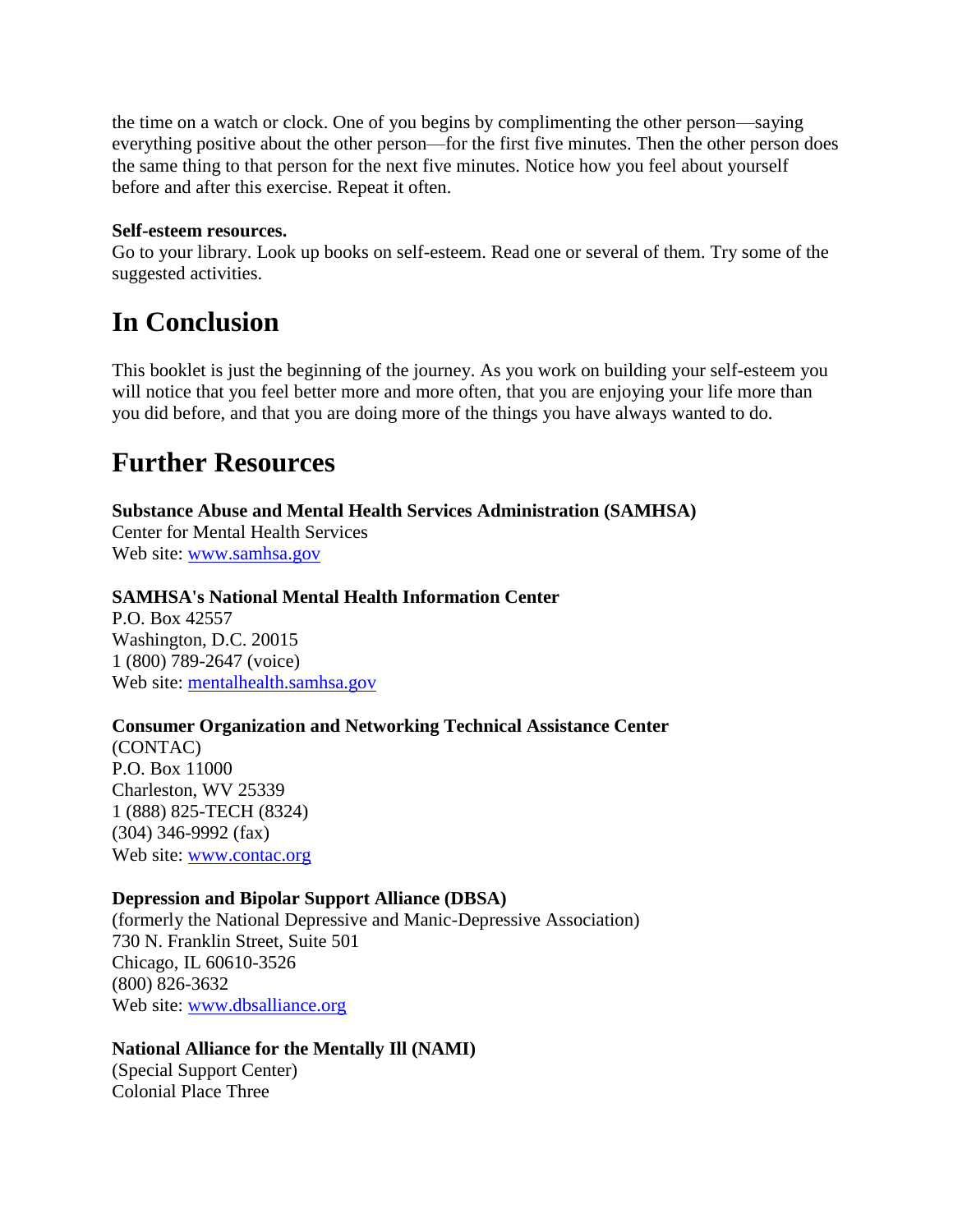the time on a watch or clock. One of you begins by complimenting the other person—saying everything positive about the other person—for the first five minutes. Then the other person does the same thing to that person for the next five minutes. Notice how you feel about yourself before and after this exercise. Repeat it often.

**Self-esteem resources.**
Go to your library. Look up books on self-esteem. Read one or several of them. Try some of the suggested activities.

# In Conclusion

This booklet is just the beginning of the journey. As you work on building your self-esteem you will notice that you feel better more and more often, that you are enjoying your life more than you did before, and that you are doing more of the things you have always wanted to do.

# Further Resources

**Substance Abuse and Mental Health Services Administration (SAMHSA)**
Center for Mental Health Services
Web site: www.samhsa.gov

**SAMHSA's National Mental Health Information Center**
P.O. Box 42557
Washington, D.C. 20015
1 (800) 789-2647 (voice)
Web site: mentalhealth.samhsa.gov

**Consumer Organization and Networking Technical Assistance Center**
(CONTAC)
P.O. Box 11000
Charleston, WV 25339
1 (888) 825-TECH (8324)
(304) 346-9992 (fax)
Web site: www.contac.org

**Depression and Bipolar Support Alliance (DBSA)**
(formerly the National Depressive and Manic-Depressive Association)
730 N. Franklin Street, Suite 501
Chicago, IL 60610-3526
(800) 826-3632
Web site: www.dbsalliance.org

**National Alliance for the Mentally Ill (NAMI)**
(Special Support Center)
Colonial Place Three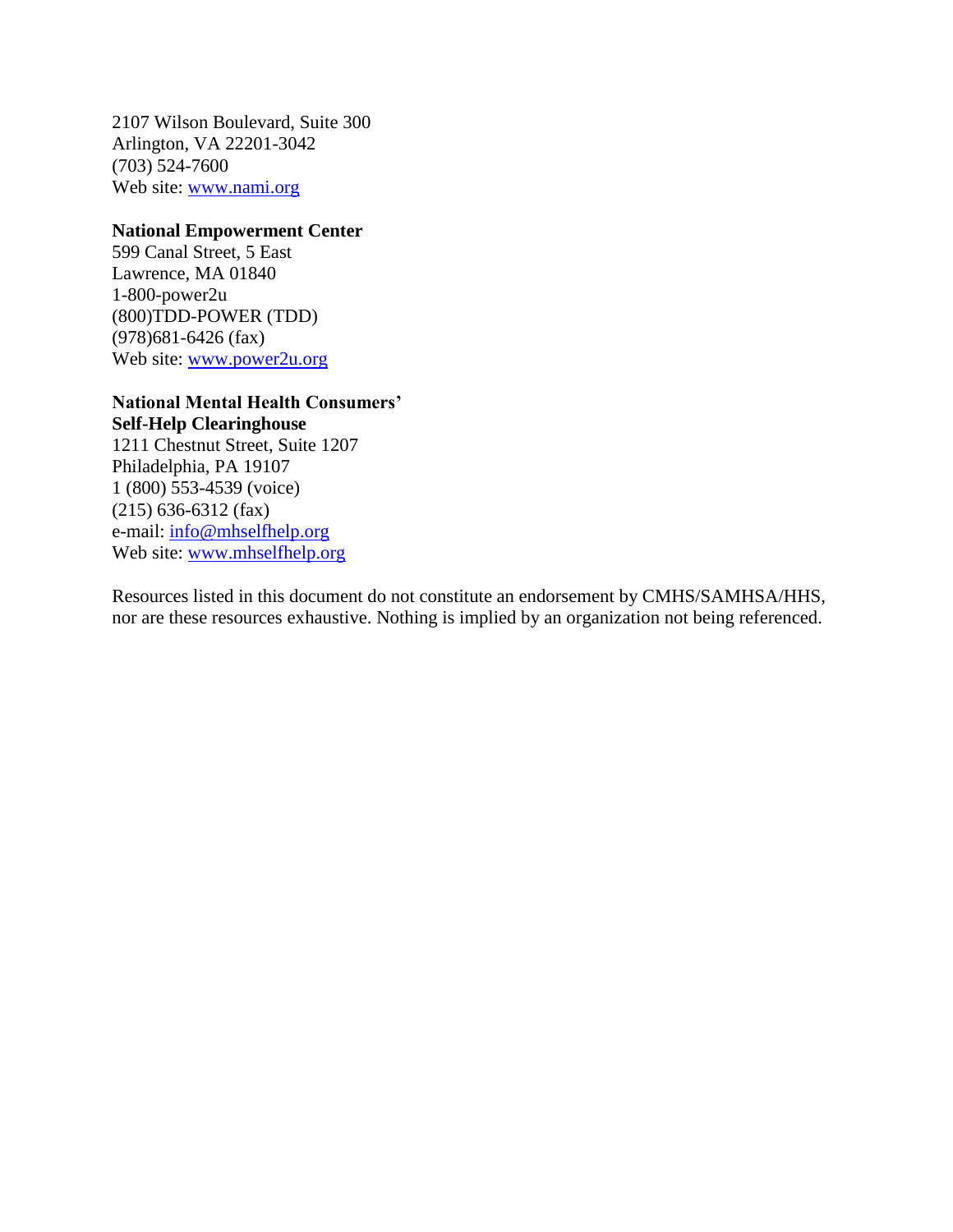2107 Wilson Boulevard, Suite 300
Arlington, VA 22201-3042
(703) 524-7600
Web site: www.nami.org

**National Empowerment Center**
599 Canal Street, 5 East
Lawrence, MA 01840
1-800-power2u
(800)TDD-POWER (TDD)
(978)681-6426 (fax)
Web site: www.power2u.org

**National Mental Health Consumers' Self-Help Clearinghouse**
1211 Chestnut Street, Suite 1207
Philadelphia, PA 19107
1 (800) 553-4539 (voice)
(215) 636-6312 (fax)
e-mail: info@mhselfhelp.org
Web site: www.mhselfhelp.org

Resources listed in this document do not constitute an endorsement by CMHS/SAMHSA/HHS, nor are these resources exhaustive. Nothing is implied by an organization not being referenced.